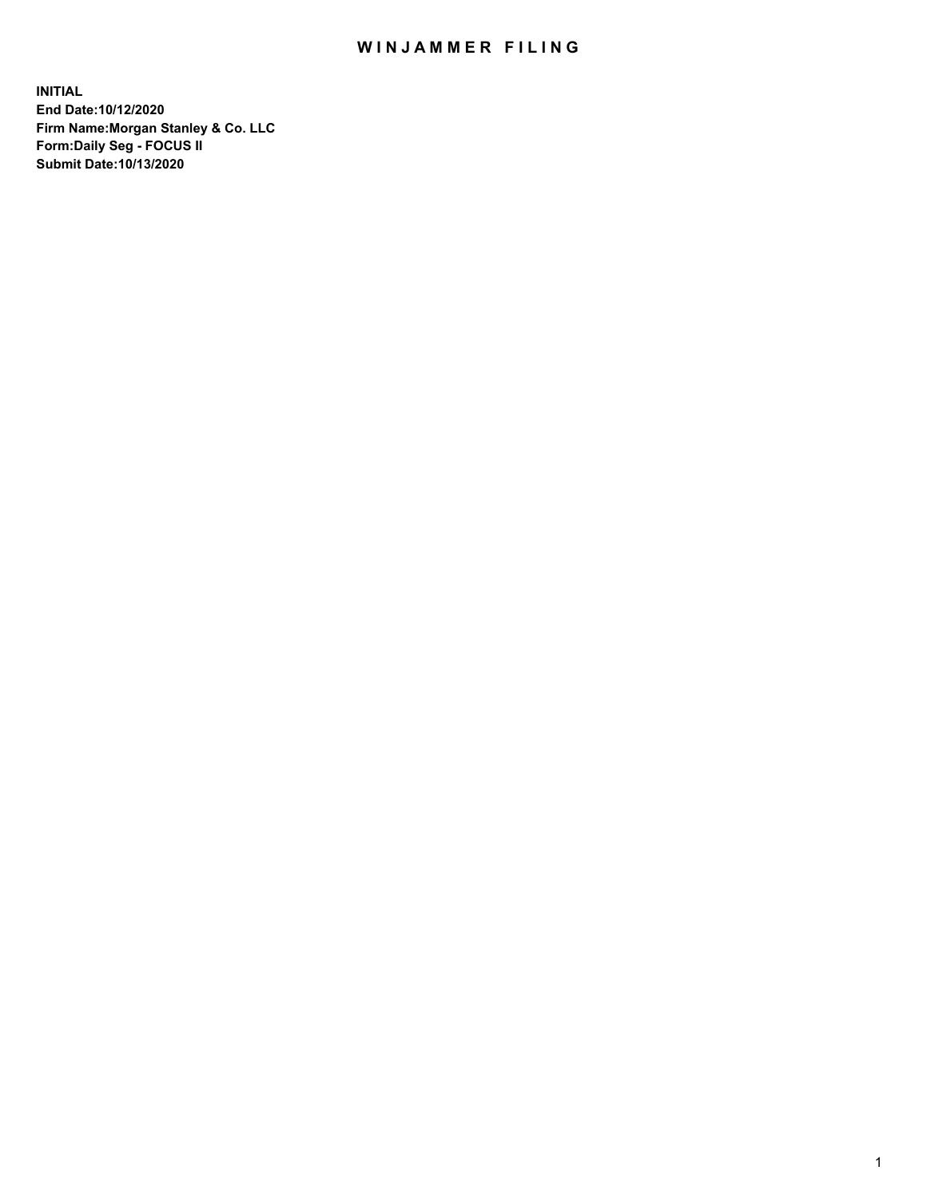# WINJAMMER FILING

**INITIAL**
**End Date:10/12/2020**
**Firm Name:Morgan Stanley & Co. LLC**
**Form:Daily Seg - FOCUS II**
**Submit Date:10/13/2020**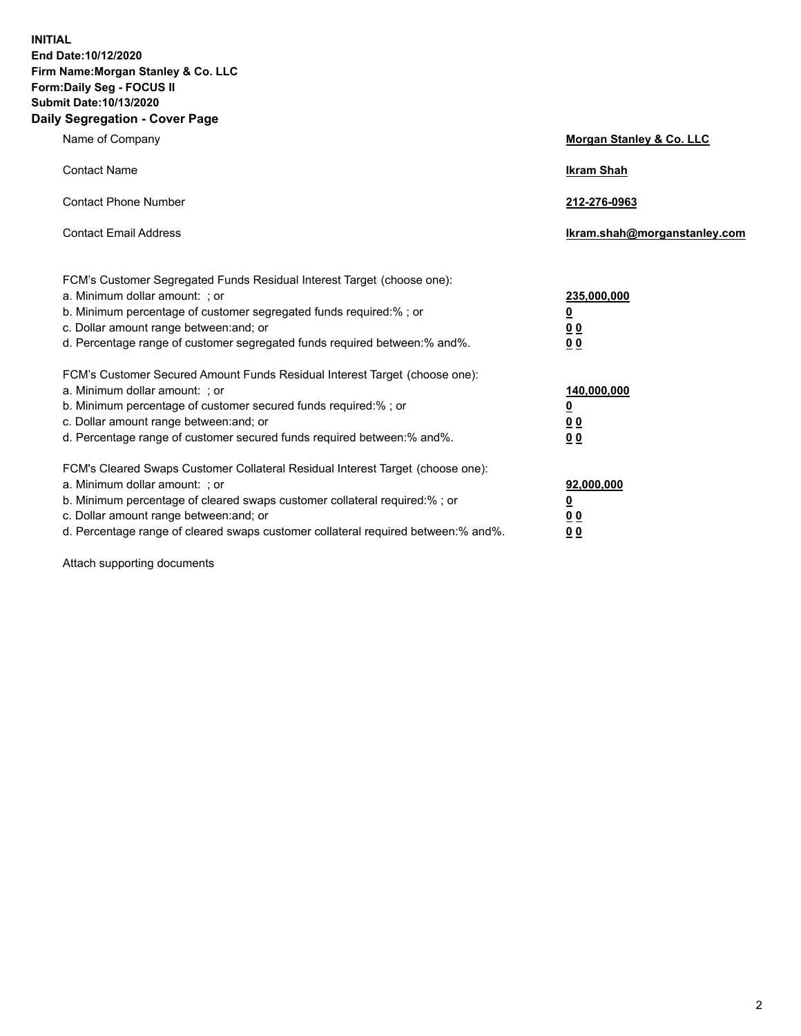**INITIAL**
**End Date:10/12/2020**
**Firm Name:Morgan Stanley & Co. LLC**
**Form:Daily Seg - FOCUS II**
**Submit Date:10/13/2020**

## Daily Segregation - Cover Page

| | |
|---|---|
| Name of Company | **Morgan Stanley & Co. LLC** |
| Contact Name | **Ikram Shah** |
| Contact Phone Number | **212-276-0963** |
| Contact Email Address | **Ikram.shah@morganstanley.com** |

FCM's Customer Segregated Funds Residual Interest Target (choose one):

| | |
|---|---|
| a. Minimum dollar amount: ; or | **235,000,000** |
| b. Minimum percentage of customer segregated funds required:% ; or | **0** |
| c. Dollar amount range between:and; or | **0 0** |
| d. Percentage range of customer segregated funds required between:% and%. | **0 0** |

FCM's Customer Secured Amount Funds Residual Interest Target (choose one):

| | |
|---|---|
| a. Minimum dollar amount: ; or | **140,000,000** |
| b. Minimum percentage of customer secured funds required:% ; or | **0** |
| c. Dollar amount range between:and; or | **0 0** |
| d. Percentage range of customer secured funds required between:% and%. | **0 0** |

FCM's Cleared Swaps Customer Collateral Residual Interest Target (choose one):

| | |
|---|---|
| a. Minimum dollar amount: ; or | **92,000,000** |
| b. Minimum percentage of cleared swaps customer collateral required:% ; or | **0** |
| c. Dollar amount range between:and; or | **0 0** |
| d. Percentage range of cleared swaps customer collateral required between:% and%. | **0 0** |

Attach supporting documents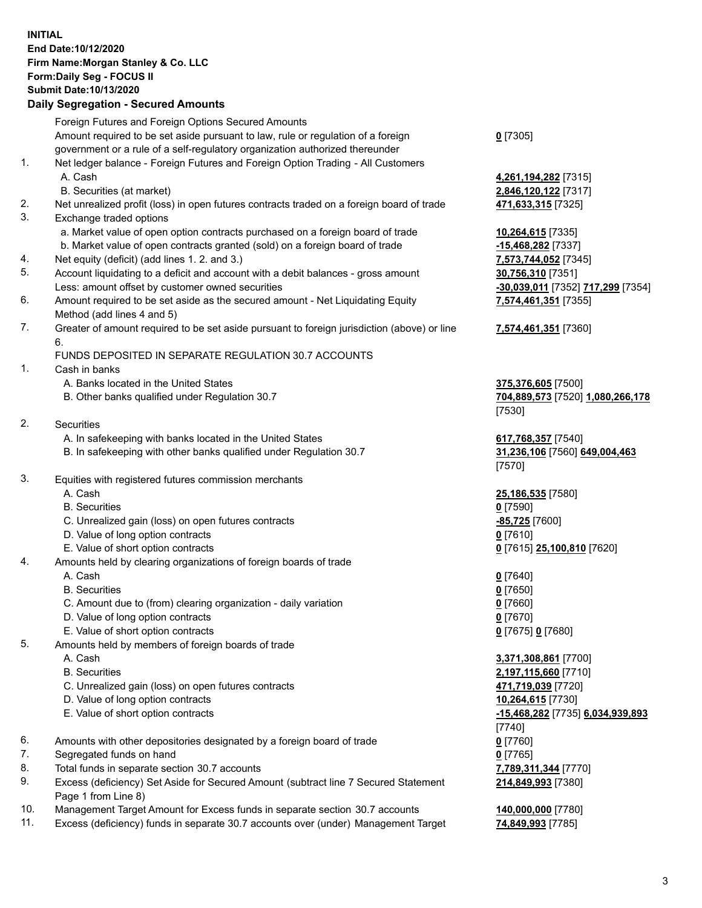**INITIAL**
**End Date:10/12/2020**
**Firm Name:Morgan Stanley & Co. LLC**
**Form:Daily Seg - FOCUS II**
**Submit Date:10/13/2020**
**Daily Segregation - Secured Amounts**

| | | |
|---|---|---|
| | Foreign Futures and Foreign Options Secured Amounts | |
| | Amount required to be set aside pursuant to law, rule or regulation of a foreign government or a rule of a self-regulatory organization authorized thereunder | **0** [7305] |
| 1. | Net ledger balance - Foreign Futures and Foreign Option Trading - All Customers | |
| | A. Cash | **4,261,194,282** [7315] |
| | B. Securities (at market) | **2,846,120,122** [7317] |
| 2. | Net unrealized profit (loss) in open futures contracts traded on a foreign board of trade | **471,633,315** [7325] |
| 3. | Exchange traded options | |
| | a. Market value of open option contracts purchased on a foreign board of trade | **10,264,615** [7335] |
| | b. Market value of open contracts granted (sold) on a foreign board of trade | **-15,468,282** [7337] |
| 4. | Net equity (deficit) (add lines 1. 2. and 3.) | **7,573,744,052** [7345] |
| 5. | Account liquidating to a deficit and account with a debit balances - gross amount | **30,756,310** [7351] |
| | Less: amount offset by customer owned securities | **-30,039,011** [7352] **717,299** [7354] |
| 6. | Amount required to be set aside as the secured amount - Net Liquidating Equity Method (add lines 4 and 5) | **7,574,461,351** [7355] |
| 7. | Greater of amount required to be set aside pursuant to foreign jurisdiction (above) or line 6. | **7,574,461,351** [7360] |
| | FUNDS DEPOSITED IN SEPARATE REGULATION 30.7 ACCOUNTS | |
| 1. | Cash in banks | |
| | A. Banks located in the United States | **375,376,605** [7500] |
| | B. Other banks qualified under Regulation 30.7 | **704,889,573** [7520] **1,080,266,178** [7530] |
| 2. | Securities | |
| | A. In safekeeping with banks located in the United States | **617,768,357** [7540] |
| | B. In safekeeping with other banks qualified under Regulation 30.7 | **31,236,106** [7560] **649,004,463** [7570] |
| 3. | Equities with registered futures commission merchants | |
| | A. Cash | **25,186,535** [7580] |
| | B. Securities | **0** [7590] |
| | C. Unrealized gain (loss) on open futures contracts | **-85,725** [7600] |
| | D. Value of long option contracts | **0** [7610] |
| | E. Value of short option contracts | **0** [7615] **25,100,810** [7620] |
| 4. | Amounts held by clearing organizations of foreign boards of trade | |
| | A. Cash | **0** [7640] |
| | B. Securities | **0** [7650] |
| | C. Amount due to (from) clearing organization - daily variation | **0** [7660] |
| | D. Value of long option contracts | **0** [7670] |
| | E. Value of short option contracts | **0** [7675] **0** [7680] |
| 5. | Amounts held by members of foreign boards of trade | |
| | A. Cash | **3,371,308,861** [7700] |
| | B. Securities | **2,197,115,660** [7710] |
| | C. Unrealized gain (loss) on open futures contracts | **471,719,039** [7720] |
| | D. Value of long option contracts | **10,264,615** [7730] |
| | E. Value of short option contracts | **-15,468,282** [7735] **6,034,939,893** [7740] |
| 6. | Amounts with other depositories designated by a foreign board of trade | **0** [7760] |
| 7. | Segregated funds on hand | **0** [7765] |
| 8. | Total funds in separate section 30.7 accounts | **7,789,311,344** [7770] |
| 9. | Excess (deficiency) Set Aside for Secured Amount (subtract line 7 Secured Statement Page 1 from Line 8) | **214,849,993** [7380] |
| 10. | Management Target Amount for Excess funds in separate section 30.7 accounts | **140,000,000** [7780] |
| 11. | Excess (deficiency) funds in separate 30.7 accounts over (under) Management Target | **74,849,993** [7785] |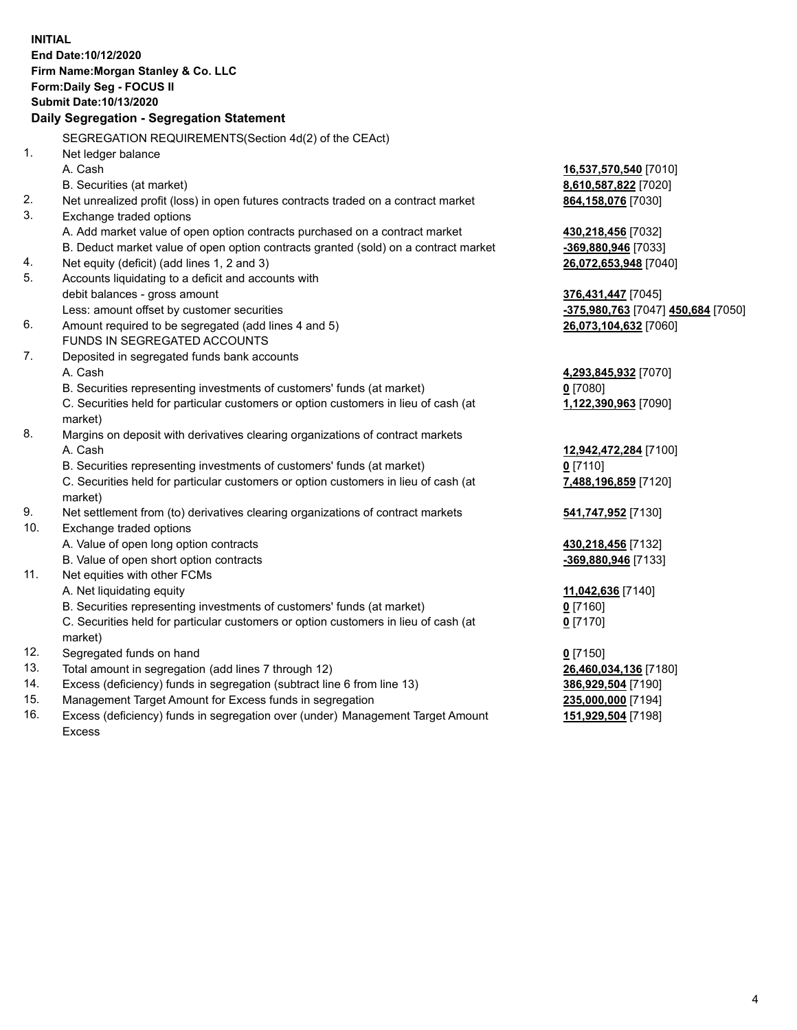**INITIAL**
**End Date:10/12/2020**
**Firm Name:Morgan Stanley & Co. LLC**
**Form:Daily Seg - FOCUS II**
**Submit Date:10/13/2020**

**Daily Segregation - Segregation Statement**

SEGREGATION REQUIREMENTS(Section 4d(2) of the CEAct)

| | | |
|---|---|---|
| 1. | Net ledger balance | |
| | A. Cash | **16,537,570,540** [7010] |
| | B. Securities (at market) | **8,610,587,822** [7020] |
| 2. | Net unrealized profit (loss) in open futures contracts traded on a contract market | **864,158,076** [7030] |
| 3. | Exchange traded options | |
| | A. Add market value of open option contracts purchased on a contract market | **430,218,456** [7032] |
| | B. Deduct market value of open option contracts granted (sold) on a contract market | **-369,880,946** [7033] |
| 4. | Net equity (deficit) (add lines 1, 2 and 3) | **26,072,653,948** [7040] |
| 5. | Accounts liquidating to a deficit and accounts with | |
| | debit balances - gross amount | **376,431,447** [7045] |
| | Less: amount offset by customer securities | **-375,980,763** [7047] **450,684** [7050] |
| 6. | Amount required to be segregated (add lines 4 and 5) | **26,073,104,632** [7060] |
| | FUNDS IN SEGREGATED ACCOUNTS | |
| 7. | Deposited in segregated funds bank accounts | |
| | A. Cash | **4,293,845,932** [7070] |
| | B. Securities representing investments of customers' funds (at market) | **0** [7080] |
| | C. Securities held for particular customers or option customers in lieu of cash (at market) | **1,122,390,963** [7090] |
| 8. | Margins on deposit with derivatives clearing organizations of contract markets | |
| | A. Cash | **12,942,472,284** [7100] |
| | B. Securities representing investments of customers' funds (at market) | **0** [7110] |
| | C. Securities held for particular customers or option customers in lieu of cash (at market) | **7,488,196,859** [7120] |
| 9. | Net settlement from (to) derivatives clearing organizations of contract markets | **541,747,952** [7130] |
| 10. | Exchange traded options | |
| | A. Value of open long option contracts | **430,218,456** [7132] |
| | B. Value of open short option contracts | **-369,880,946** [7133] |
| 11. | Net equities with other FCMs | |
| | A. Net liquidating equity | **11,042,636** [7140] |
| | B. Securities representing investments of customers' funds (at market) | **0** [7160] |
| | C. Securities held for particular customers or option customers in lieu of cash (at market) | **0** [7170] |
| 12. | Segregated funds on hand | **0** [7150] |
| 13. | Total amount in segregation (add lines 7 through 12) | **26,460,034,136** [7180] |
| 14. | Excess (deficiency) funds in segregation (subtract line 6 from line 13) | **386,929,504** [7190] |
| 15. | Management Target Amount for Excess funds in segregation | **235,000,000** [7194] |
| 16. | Excess (deficiency) funds in segregation over (under) Management Target Amount Excess | **151,929,504** [7198] |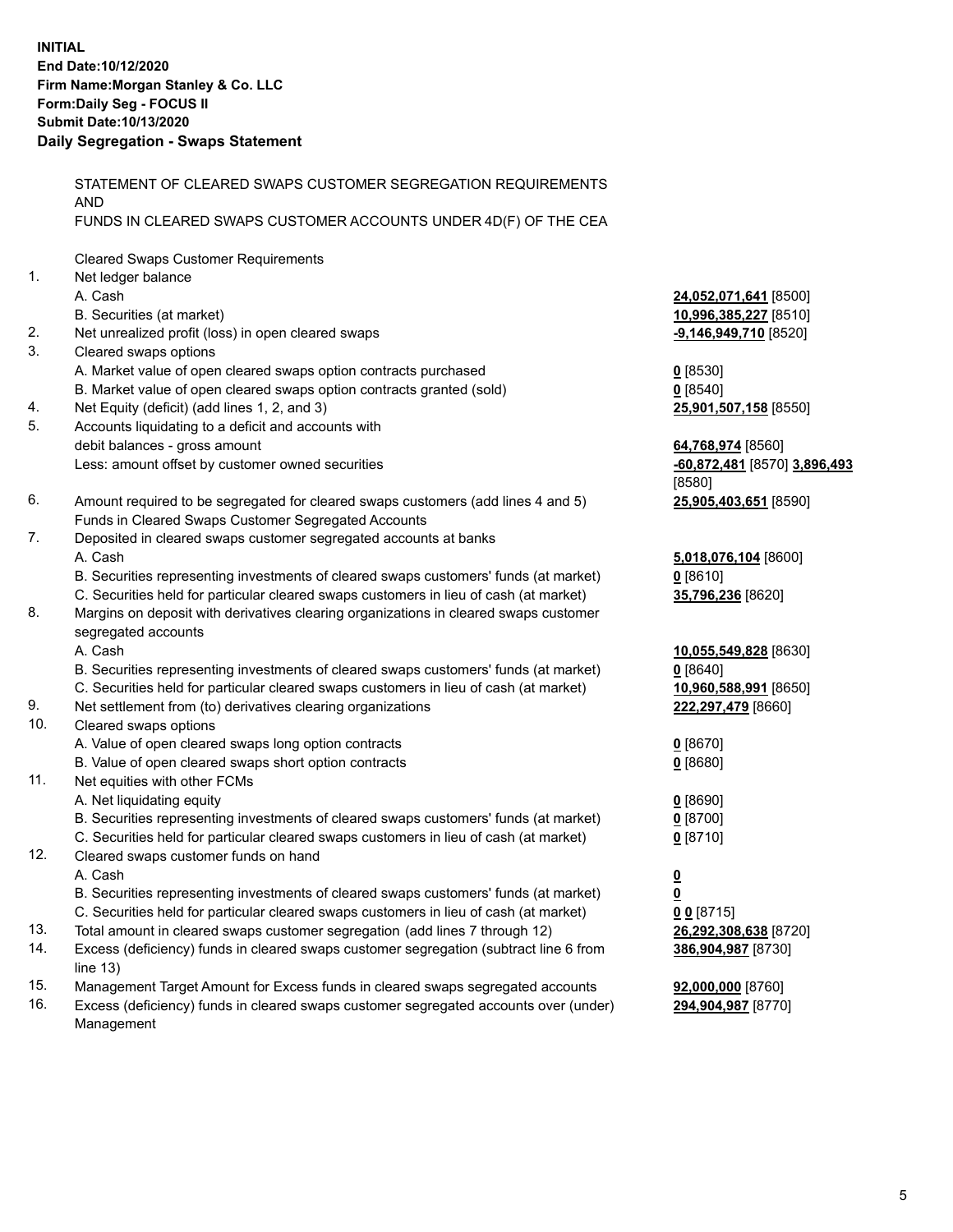**INITIAL**
**End Date:10/12/2020**
**Firm Name:Morgan Stanley & Co. LLC**
**Form:Daily Seg - FOCUS II**
**Submit Date:10/13/2020**
**Daily Segregation - Swaps Statement**

STATEMENT OF CLEARED SWAPS CUSTOMER SEGREGATION REQUIREMENTS AND
FUNDS IN CLEARED SWAPS CUSTOMER ACCOUNTS UNDER 4D(F) OF THE CEA

| | | |
|---|---|---|
| | Cleared Swaps Customer Requirements | |
| 1. | Net ledger balance | |
| | A. Cash | **24,052,071,641** [8500] |
| | B. Securities (at market) | **10,996,385,227** [8510] |
| 2. | Net unrealized profit (loss) in open cleared swaps | **-9,146,949,710** [8520] |
| 3. | Cleared swaps options | |
| | A. Market value of open cleared swaps option contracts purchased | **0** [8530] |
| | B. Market value of open cleared swaps option contracts granted (sold) | **0** [8540] |
| 4. | Net Equity (deficit) (add lines 1, 2, and 3) | **25,901,507,158** [8550] |
| 5. | Accounts liquidating to a deficit and accounts with debit balances - gross amount | **64,768,974** [8560] |
| | Less: amount offset by customer owned securities | **-60,872,481** [8570] **3,896,493** [8580] |
| 6. | Amount required to be segregated for cleared swaps customers (add lines 4 and 5) | **25,905,403,651** [8590] |
| | Funds in Cleared Swaps Customer Segregated Accounts | |
| 7. | Deposited in cleared swaps customer segregated accounts at banks | |
| | A. Cash | **5,018,076,104** [8600] |
| | B. Securities representing investments of cleared swaps customers' funds (at market) | **0** [8610] |
| | C. Securities held for particular cleared swaps customers in lieu of cash (at market) | **35,796,236** [8620] |
| 8. | Margins on deposit with derivatives clearing organizations in cleared swaps customer segregated accounts | |
| | A. Cash | **10,055,549,828** [8630] |
| | B. Securities representing investments of cleared swaps customers' funds (at market) | **0** [8640] |
| | C. Securities held for particular cleared swaps customers in lieu of cash (at market) | **10,960,588,991** [8650] |
| 9. | Net settlement from (to) derivatives clearing organizations | **222,297,479** [8660] |
| 10. | Cleared swaps options | |
| | A. Value of open cleared swaps long option contracts | **0** [8670] |
| | B. Value of open cleared swaps short option contracts | **0** [8680] |
| 11. | Net equities with other FCMs | |
| | A. Net liquidating equity | **0** [8690] |
| | B. Securities representing investments of cleared swaps customers' funds (at market) | **0** [8700] |
| | C. Securities held for particular cleared swaps customers in lieu of cash (at market) | **0** [8710] |
| 12. | Cleared swaps customer funds on hand | |
| | A. Cash | **0** |
| | B. Securities representing investments of cleared swaps customers' funds (at market) | **0** |
| | C. Securities held for particular cleared swaps customers in lieu of cash (at market) | **0** **0** [8715] |
| 13. | Total amount in cleared swaps customer segregation (add lines 7 through 12) | **26,292,308,638** [8720] |
| 14. | Excess (deficiency) funds in cleared swaps customer segregation (subtract line 6 from line 13) | **386,904,987** [8730] |
| 15. | Management Target Amount for Excess funds in cleared swaps segregated accounts | **92,000,000** [8760] |
| 16. | Excess (deficiency) funds in cleared swaps customer segregated accounts over (under) Management | **294,904,987** [8770] |